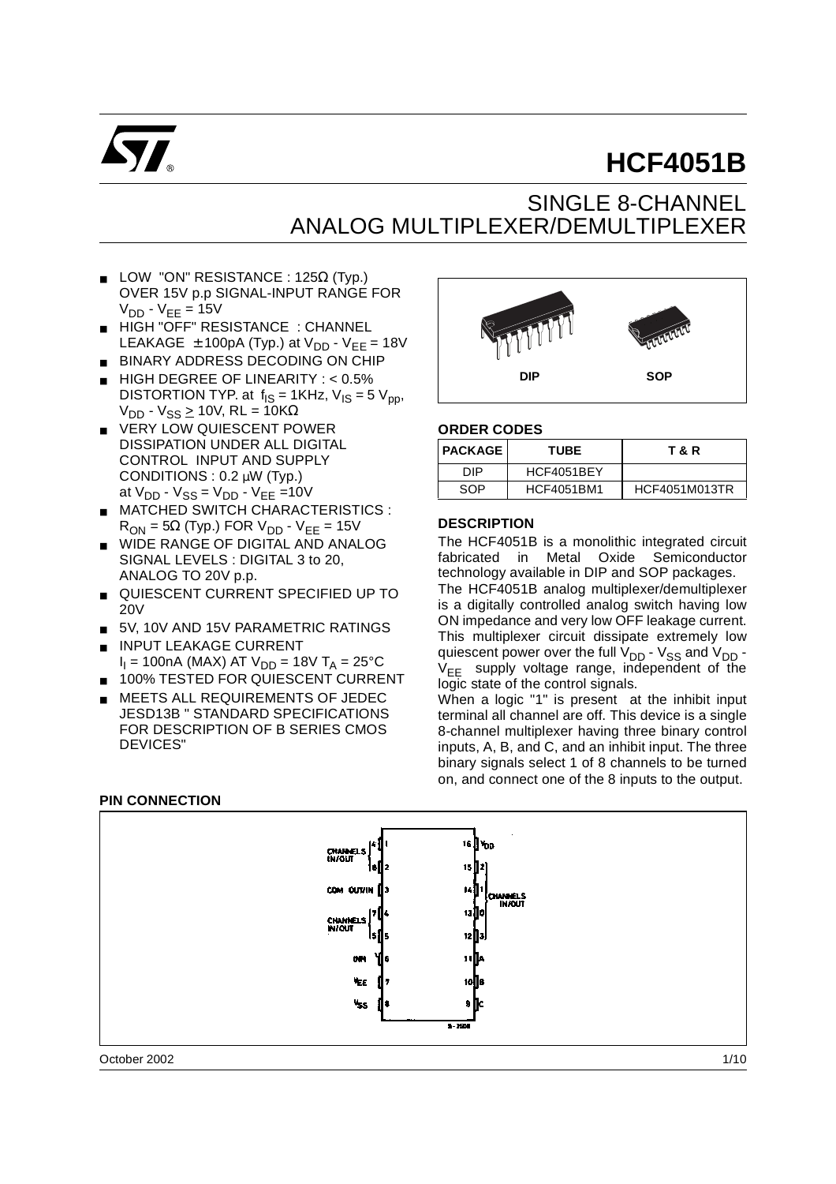# HCF4051B

## SINGLE 8-CHANNEL ANALOG MULTIPLEXER/DEMULTIPLEXER

- LOW "ON" RESISTANCE : 125Ω (Typ.) OVER 15V p.p SIGNAL-INPUT RANGE FOR $V_{DD} - V_{EE} = 15V$
- HIGH "OFF" RESISTANCE : CHANNEL LEAKAGE ± 100pA (Typ.) at $V_{DD} - V_{EE} = 18V$
- BINARY ADDRESS DECODING ON CHIP
- HIGH DEGREE OF LINEARITY : < 0.5% DISTORTION TYP. at $f_{IS}$ = 1KHz, $V_{IS}$ = 5 $V_{pp}$, $V_{DD} - V_{SS} \geq 10V$, RL = 10KΩ
- VERY LOW QUIESCENT POWER DISSIPATION UNDER ALL DIGITAL CONTROL INPUT AND SUPPLY CONDITIONS : 0.2 μW (Typ.) at $V_{DD} - V_{SS} = V_{DD} - V_{EE} = 10V$
- MATCHED SWITCH CHARACTERISTICS : $R_{ON}$ = 5Ω (Typ.) FOR $V_{DD} - V_{EE} = 15V$
- WIDE RANGE OF DIGITAL AND ANALOG SIGNAL LEVELS : DIGITAL 3 to 20, ANALOG TO 20V p.p.
- QUIESCENT CURRENT SPECIFIED UP TO 20V
- 5V, 10V AND 15V PARAMETRIC RATINGS
- INPUT LEAKAGE CURRENT $I_I$ = 100nA (MAX) AT $V_{DD}$ = 18V $T_A$ = 25°C
- 100% TESTED FOR QUIESCENT CURRENT
- MEETS ALL REQUIREMENTS OF JEDEC JESD13B " STANDARD SPECIFICATIONS FOR DESCRIPTION OF B SERIES CMOS DEVICES"

DIP SOP

### ORDER CODES

| PACKAGE | TUBE | T & R |
|---|---|---|
| DIP | HCF4051BEY | |
| SOP | HCF4051BM1 | HCF4051M013TR |

### DESCRIPTION

The HCF4051B is a monolithic integrated circuit fabricated in Metal Oxide Semiconductor technology available in DIP and SOP packages.

The HCF4051B analog multiplexer/demultiplexer is a digitally controlled analog switch having low ON impedance and very low OFF leakage current. This multiplexer circuit dissipate extremely low quiescent power over the full $V_{DD} - V_{SS}$ and $V_{DD} - V_{EE}$ supply voltage range, independent of the logic state of the control signals.

When a logic "1" is present at the inhibit input terminal all channel are off. This device is a single 8-channel multiplexer having three binary control inputs, A, B, and C, and an inhibit input. The three binary signals select 1 of 8 channels to be turned on, and connect one of the 8 inputs to the output.

### PIN CONNECTION

| Pin | Function | Pin | Function |
|---|---|---|---|
| 1 | CHANNELS IN/OUT 4 | 16 | $V_{DD}$ |
| 2 | CHANNELS IN/OUT 6 | 15 | CHANNELS IN/OUT 2 |
| 3 | COM OUT/IN | 14 | CHANNELS IN/OUT 1 |
| 4 | CHANNELS IN/OUT 7 | 13 | CHANNELS IN/OUT 0 |
| 5 | CHANNELS IN/OUT 5 | 12 | CHANNELS IN/OUT 3 |
| 6 | INH | 11 | A |
| 7 | $V_{EE}$ | 10 | B |
| 8 | $V_{SS}$ | 9 | C |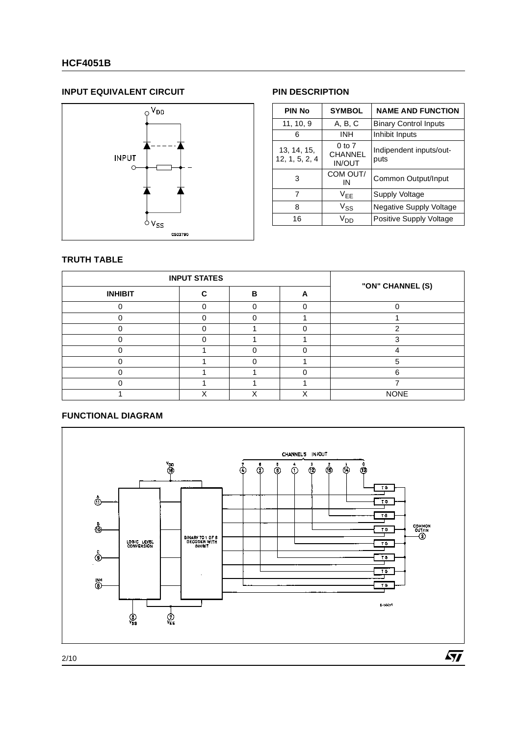## INPUT EQUIVALENT CIRCUIT

## PIN DESCRIPTION

| PIN No | SYMBOL | NAME AND FUNCTION |
|---|---|---|
| 11, 10, 9 | A, B, C | Binary Control Inputs |
| 6 | INH | Inhibit Inputs |
| 13, 14, 15, 12, 1, 5, 2, 4 | 0 to 7 CHANNEL IN/OUT | Indipendent inputs/outputs |
| 3 | COM OUT/IN | Common Output/Input |
| 7 | $V_{EE}$ | Supply Voltage |
| 8 | $V_{SS}$ | Negative Supply Voltage |
| 16 | $V_{DD}$ | Positive Supply Voltage |

## TRUTH TABLE

| INPUT STATES | | | | "ON" CHANNEL (S) |
|---|---|---|---|---|
| INHIBIT | C | B | A | |
| 0 | 0 | 0 | 0 | 0 |
| 0 | 0 | 0 | 1 | 1 |
| 0 | 0 | 1 | 0 | 2 |
| 0 | 0 | 1 | 1 | 3 |
| 0 | 1 | 0 | 0 | 4 |
| 0 | 1 | 0 | 1 | 5 |
| 0 | 1 | 1 | 0 | 6 |
| 0 | 1 | 1 | 1 | 7 |
| 1 | X | X | X | NONE |

## FUNCTIONAL DIAGRAM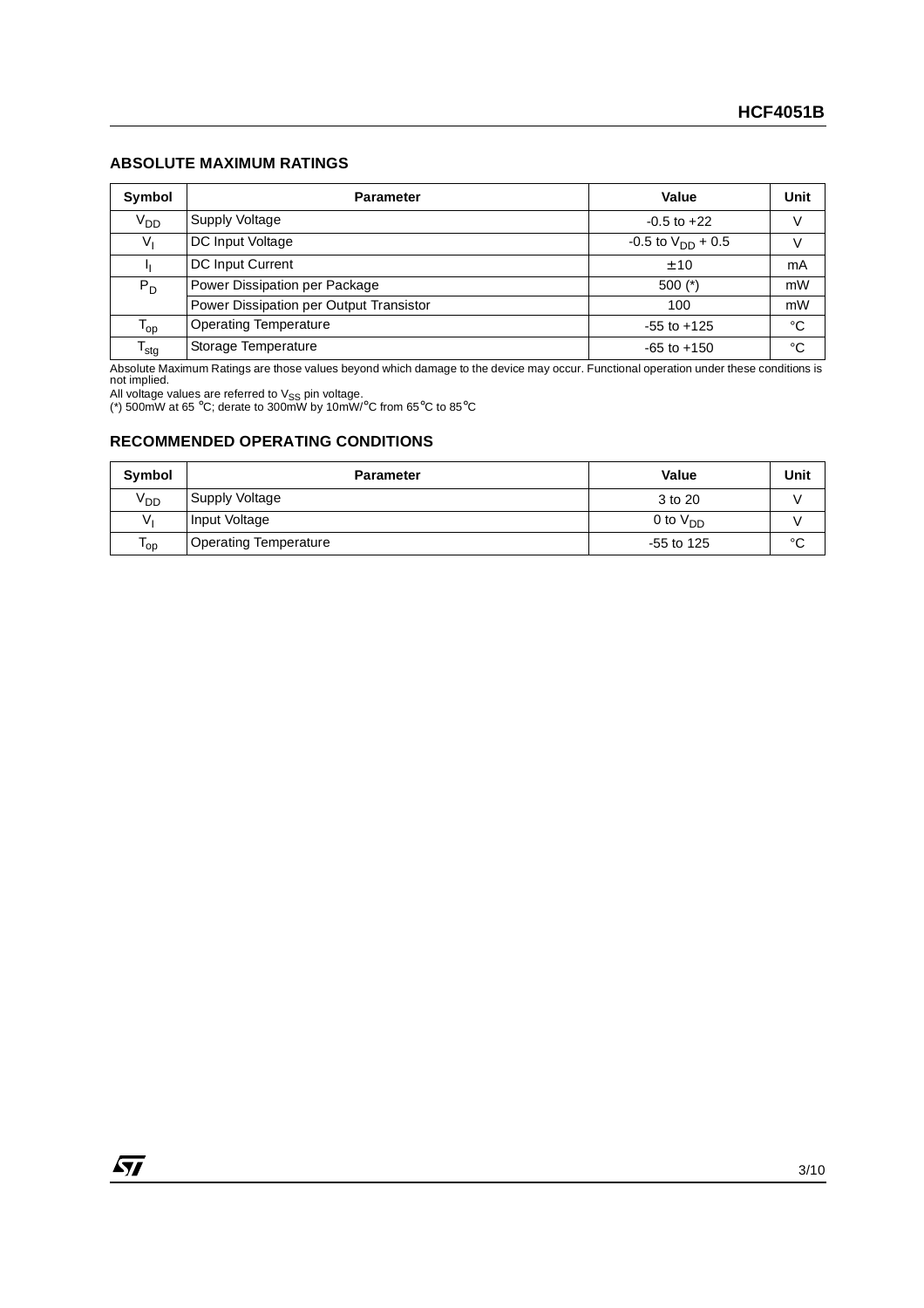## ABSOLUTE MAXIMUM RATINGS

| Symbol | Parameter | Value | Unit |
|---|---|---|---|
| $V_{DD}$ | Supply Voltage | -0.5 to +22 | V |
| $V_I$ | DC Input Voltage | -0.5 to $V_{DD}$ + 0.5 | V |
| $I_I$ | DC Input Current | ± 10 | mA |
| $P_D$ | Power Dissipation per Package | 500 (*) | mW |
| | Power Dissipation per Output Transistor | 100 | mW |
| $T_{op}$ | Operating Temperature | -55 to +125 | °C |
| $T_{stg}$ | Storage Temperature | -65 to +150 | °C |

Absolute Maximum Ratings are those values beyond which damage to the device may occur. Functional operation under these conditions is not implied.
All voltage values are referred to $V_{SS}$ pin voltage.
(*) 500mW at 65 °C; derate to 300mW by 10mW/°C from 65°C to 85°C

## RECOMMENDED OPERATING CONDITIONS

| Symbol | Parameter | Value | Unit |
|---|---|---|---|
| $V_{DD}$ | Supply Voltage | 3 to 20 | V |
| $V_I$ | Input Voltage | 0 to $V_{DD}$ | V |
| $T_{op}$ | Operating Temperature | -55 to 125 | °C |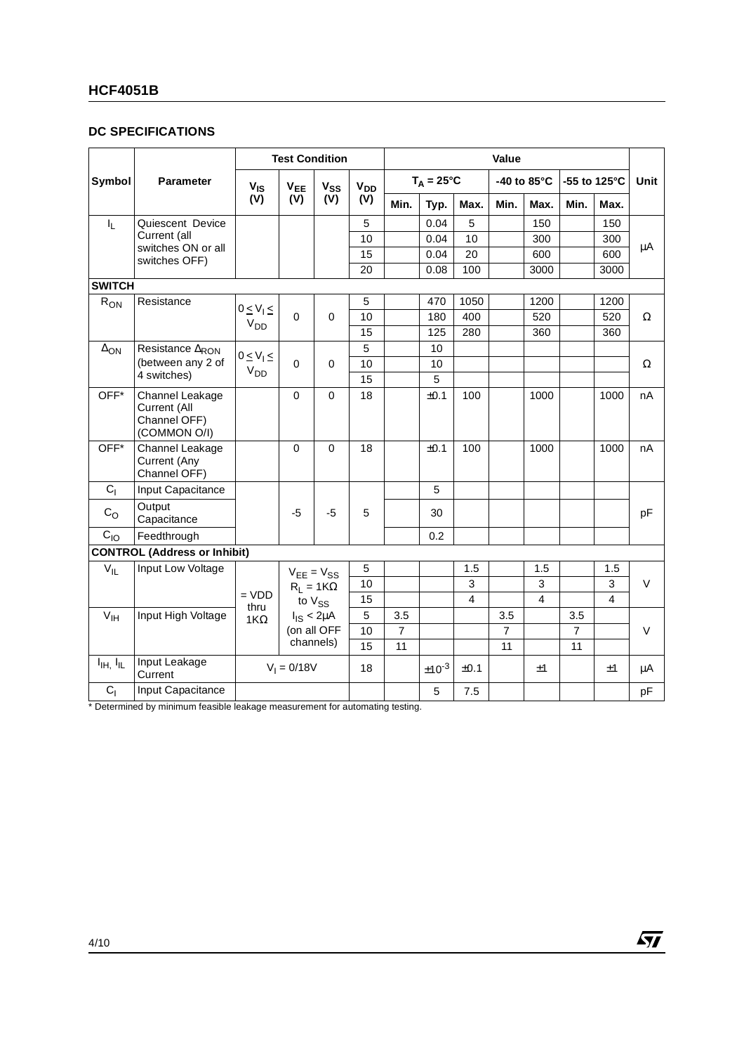## DC SPECIFICATIONS

| Symbol | Parameter | Test Condition | | | | Value | | | | | | | Unit |
|---|---|---|---|---|---|---|---|---|---|---|---|---|---|
| | | $V_{IS}$ (V) | $V_{EE}$ (V) | $V_{SS}$ (V) | $V_{DD}$ (V) | $T_A = 25°C$ | | | -40 to 85°C | | -55 to 125°C | | |
| | | | | | | Min. | Typ. | Max. | Min. | Max. | Min. | Max. | |
| $I_L$ | Quiescent Device Current (all switches ON or all switches OFF) | | | | 5 | | 0.04 | 5 | | 150 | | 150 | µA |
| | | | | | 10 | | 0.04 | 10 | | 300 | | 300 | |
| | | | | | 15 | | 0.04 | 20 | | 600 | | 600 | |
| | | | | | 20 | | 0.08 | 100 | | 3000 | | 3000 | |
| **SWITCH** | | | | | | | | | | | | | |
| $R_{ON}$ | Resistance | $0 \leq V_I \leq V_{DD}$ | 0 | 0 | 5 | | 470 | 1050 | | 1200 | | 1200 | Ω |
| | | | | | 10 | | 180 | 400 | | 520 | | 520 | |
| | | | | | 15 | | 125 | 280 | | 360 | | 360 | |
| $\Delta_{ON}$ | Resistance $\Delta_{RON}$ (between any 2 of 4 switches) | $0 \leq V_I \leq V_{DD}$ | 0 | 0 | 5 | | 10 | | | | | | Ω |
| | | | | | 10 | | 10 | | | | | | |
| | | | | | 15 | | 5 | | | | | | |
| OFF* | Channel Leakage Current (All Channel OFF) (COMMON O/I) | | 0 | 0 | 18 | | ±0.1 | 100 | | 1000 | | 1000 | nA |
| OFF* | Channel Leakage Current (Any Channel OFF) | | 0 | 0 | 18 | | ±0.1 | 100 | | 1000 | | 1000 | nA |
| $C_I$ | Input Capacitance | | -5 | -5 | 5 | | 5 | | | | | | pF |
| $C_O$ | Output Capacitance | | | | | | 30 | | | | | | |
| $C_{IO}$ | Feedthrough | | | | | | 0.2 | | | | | | |
| **CONTROL (Address or Inhibit)** | | | | | | | | | | | | | |
| $V_{IL}$ | Input Low Voltage | = VDD thru 1KΩ | $V_{EE} = V_{SS}$ $R_L = 1K\Omega$ to $V_{SS}$ $I_{IS} < 2\mu A$ (on all OFF channels) | | 5 | | | 1.5 | | 1.5 | | 1.5 | V |
| | | | | | 10 | | | 3 | | 3 | | 3 | |
| | | | | | 15 | | | 4 | | 4 | | 4 | |
| $V_{IH}$ | Input High Voltage | | | | 5 | 3.5 | | | 3.5 | | 3.5 | | V |
| | | | | | 10 | 7 | | | 7 | | 7 | | |
| | | | | | 15 | 11 | | | 11 | | 11 | | |
| $I_{IH}, I_{IL}$ | Input Leakage Current | $V_I = 0/18V$ | | | 18 | | $\pm 10^{-3}$ | ±0.1 | | ±1 | | ±1 | µA |
| $C_I$ | Input Capacitance | | | | | | 5 | 7.5 | | | | | pF |

* Determined by minimum feasible leakage measurement for automating testing.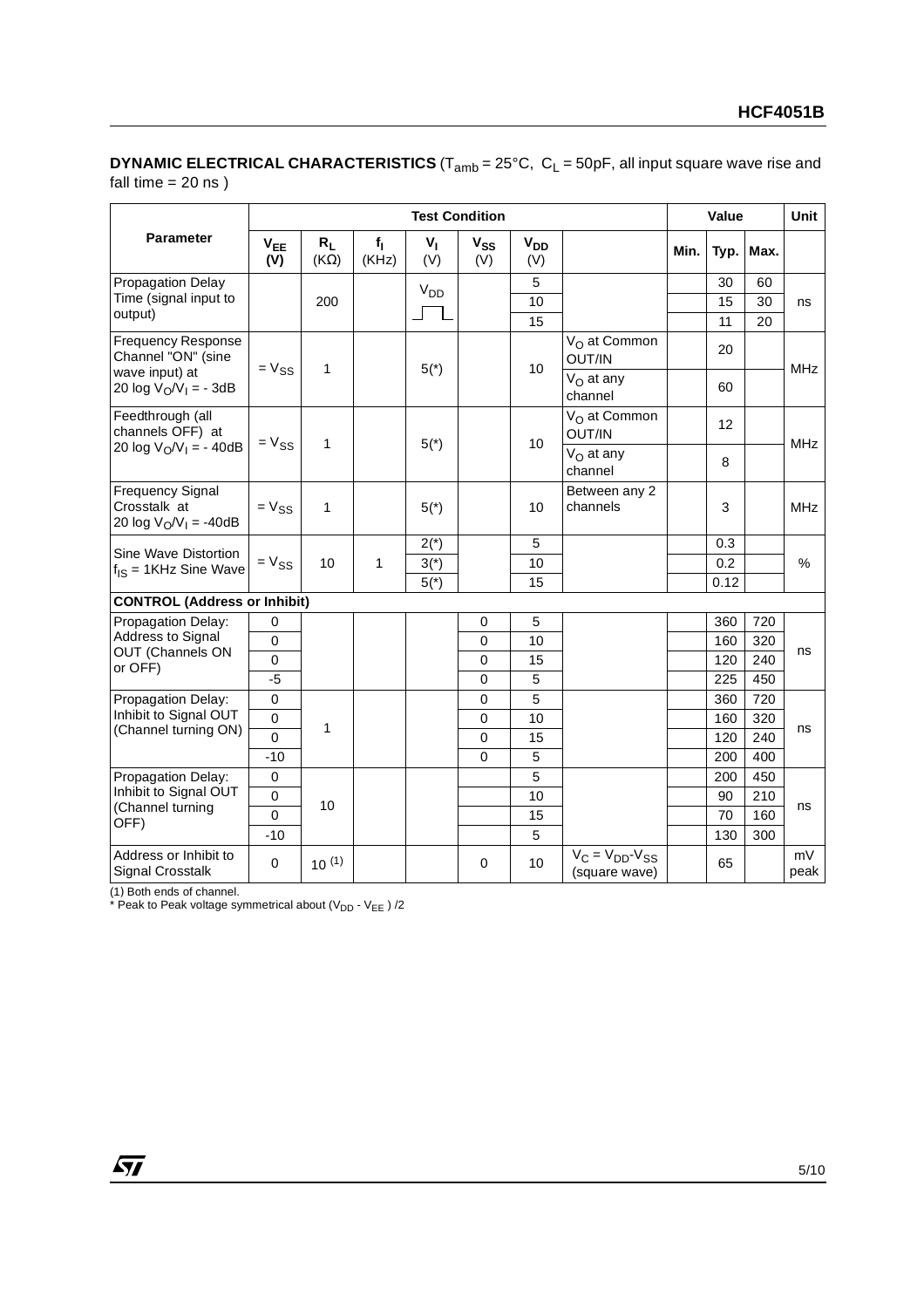**DYNAMIC ELECTRICAL CHARACTERISTICS** ($T_{amb}$ = 25°C, $C_L$ = 50pF, all input square wave rise and fall time = 20 ns )

| Parameter | Test Condition | | | | | | | Value | | | Unit |
|---|---|---|---|---|---|---|---|---|---|---|---|
| | $V_{EE}$ (V) | $R_L$ (KΩ) | $f_I$ (KHz) | $V_I$ (V) | $V_{SS}$ (V) | $V_{DD}$ (V) | | Min. | Typ. | Max. | |
| Propagation Delay Time (signal input to output) | | 200 | | $V_{DD}$ (square pulse) | | 5 | | | 30 | 60 | ns |
| | | | | | | 10 | | | 15 | 30 | |
| | | | | | | 15 | | | 11 | 20 | |
| Frequency Response Channel "ON" (sine wave input) at 20 log $V_O/V_I$ = - 3dB | = $V_{SS}$ | 1 | | 5(*) | | 10 | $V_O$ at Common OUT/IN | | 20 | | MHz |
| | | | | | | | $V_O$ at any channel | | 60 | | |
| Feedthrough (all channels OFF) at 20 log $V_O/V_I$ = - 40dB | = $V_{SS}$ | 1 | | 5(*) | | 10 | $V_O$ at Common OUT/IN | | 12 | | MHz |
| | | | | | | | $V_O$ at any channel | | 8 | | |
| Frequency Signal Crosstalk at 20 log $V_O/V_I$ = -40dB | = $V_{SS}$ | 1 | | 5(*) | | 10 | Between any 2 channels | | 3 | | MHz |
| Sine Wave Distortion $f_{IS}$ = 1KHz Sine Wave | = $V_{SS}$ | 10 | 1 | 2(*) | | 5 | | | 0.3 | | % |
| | | | | 3(*) | | 10 | | | 0.2 | | |
| | | | | 5(*) | | 15 | | | 0.12 | | |
| **CONTROL (Address or Inhibit)** | | | | | | | | | | | |
| Propagation Delay: Address to Signal OUT (Channels ON or OFF) | 0 | | | | 0 | 5 | | | 360 | 720 | ns |
| | 0 | | | | 0 | 10 | | | 160 | 320 | |
| | 0 | | | | 0 | 15 | | | 120 | 240 | |
| | -5 | | | | 0 | 5 | | | 225 | 450 | |
| Propagation Delay: Inhibit to Signal OUT (Channel turning ON) | 0 | 1 | | | 0 | 5 | | | 360 | 720 | ns |
| | 0 | | | | 0 | 10 | | | 160 | 320 | |
| | 0 | | | | 0 | 15 | | | 120 | 240 | |
| | -10 | | | | 0 | 5 | | | 200 | 400 | |
| Propagation Delay: Inhibit to Signal OUT (Channel turning OFF) | 0 | 10 | | | | 5 | | | 200 | 450 | ns |
| | 0 | | | | | 10 | | | 90 | 210 | |
| | 0 | | | | | 15 | | | 70 | 160 | |
| | -10 | | | | | 5 | | | 130 | 300 | |
| Address or Inhibit to Signal Crosstalk | 0 | 10 (1) | | | 0 | 10 | $V_C = V_{DD}-V_{SS}$ (square wave) | | 65 | | mV peak |

(1) Both ends of channel.
\* Peak to Peak voltage symmetrical about ($V_{DD}$ - $V_{EE}$ ) /2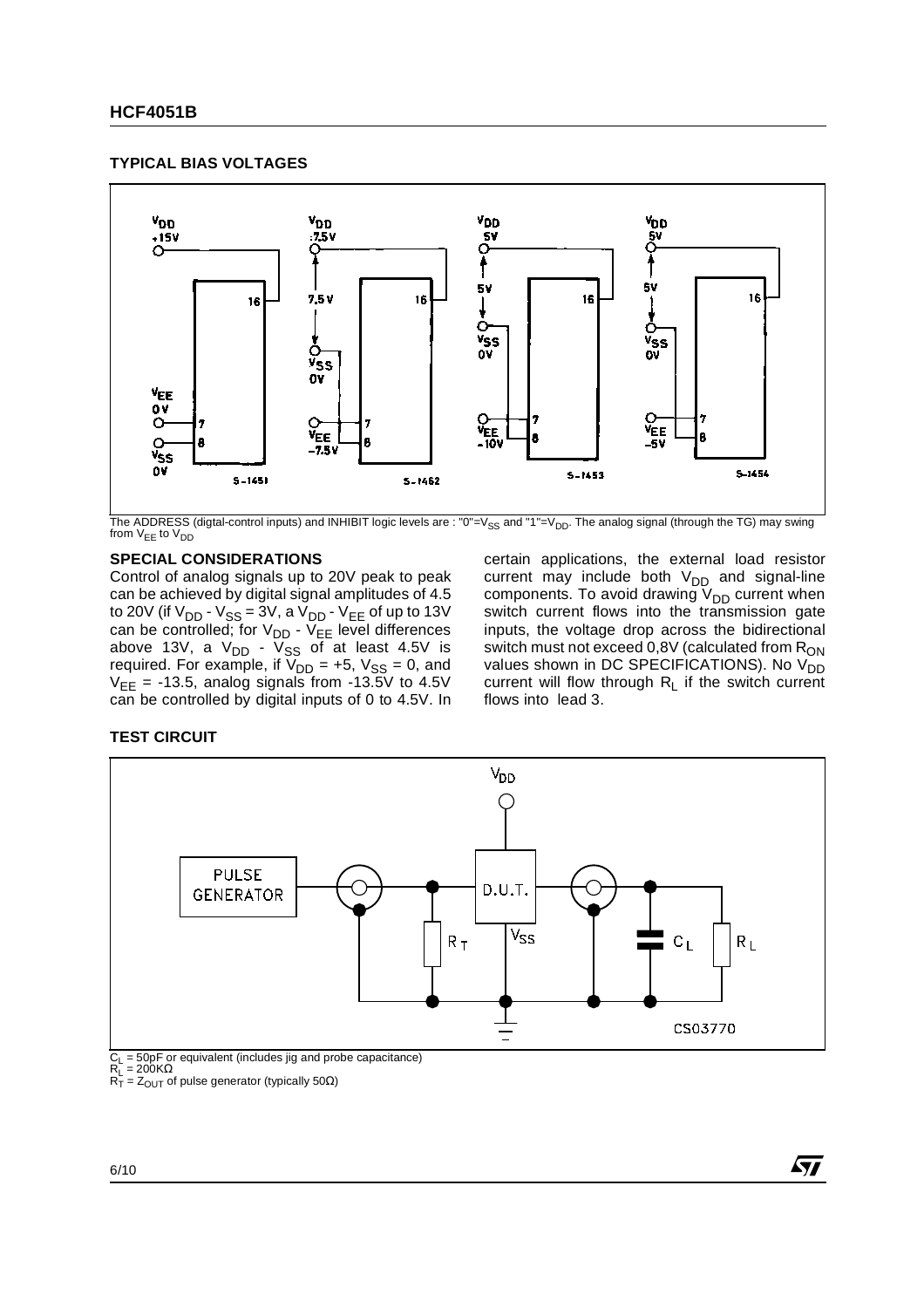## TYPICAL BIAS VOLTAGES

The ADDRESS (digtal-control inputs) and INHIBIT logic levels are : "0"=$V_{SS}$ and "1"=$V_{DD}$. The analog signal (through the TG) may swing from $V_{EE}$ to $V_{DD}$

### SPECIAL CONSIDERATIONS

Control of analog signals up to 20V peak to peak can be achieved by digital signal amplitudes of 4.5 to 20V (if $V_{DD}$ - $V_{SS}$ = 3V, a $V_{DD}$ - $V_{EE}$ of up to 13V can be controlled; for $V_{DD}$ - $V_{EE}$ level differences above 13V, a $V_{DD}$ - $V_{SS}$ of at least 4.5V is required. For example, if $V_{DD}$ = +5, $V_{SS}$ = 0, and $V_{EE}$ = -13.5, analog signals from -13.5V to 4.5V can be controlled by digital inputs of 0 to 4.5V. In certain applications, the external load resistor current may include both $V_{DD}$ and signal-line components. To avoid drawing $V_{DD}$ current when switch current flows into the transmission gate inputs, the voltage drop across the bidirectional switch must not exceed 0,8V (calculated from $R_{ON}$ values shown in DC SPECIFICATIONS). No $V_{DD}$ current will flow through $R_L$ if the switch current flows into lead 3.

## TEST CIRCUIT

$C_L$ = 50pF or equivalent (includes jig and probe capacitance)
$R_L$ = 200KΩ
$R_T$ = $Z_{OUT}$ of pulse generator (typically 50Ω)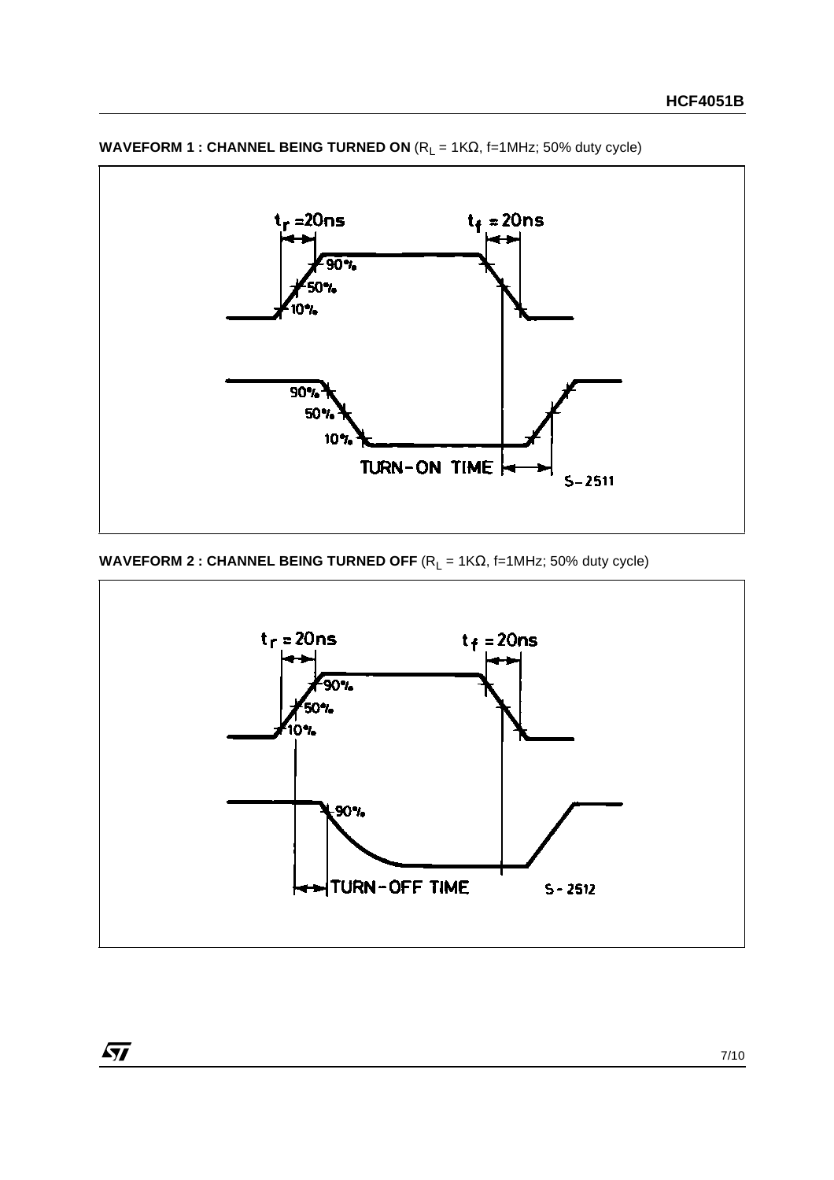**WAVEFORM 1 : CHANNEL BEING TURNED ON** ($R_L$ = 1KΩ, f=1MHz; 50% duty cycle)

$t_r$ =20ns

$t_f$ = 20ns

90%

50%

10%

TURN-ON TIME

S-2511

**WAVEFORM 2 : CHANNEL BEING TURNED OFF** ($R_L$ = 1KΩ, f=1MHz; 50% duty cycle)

$t_r$ = 20ns

$t_f$ = 20ns

90%

50%

10%

TURN-OFF TIME

S-2512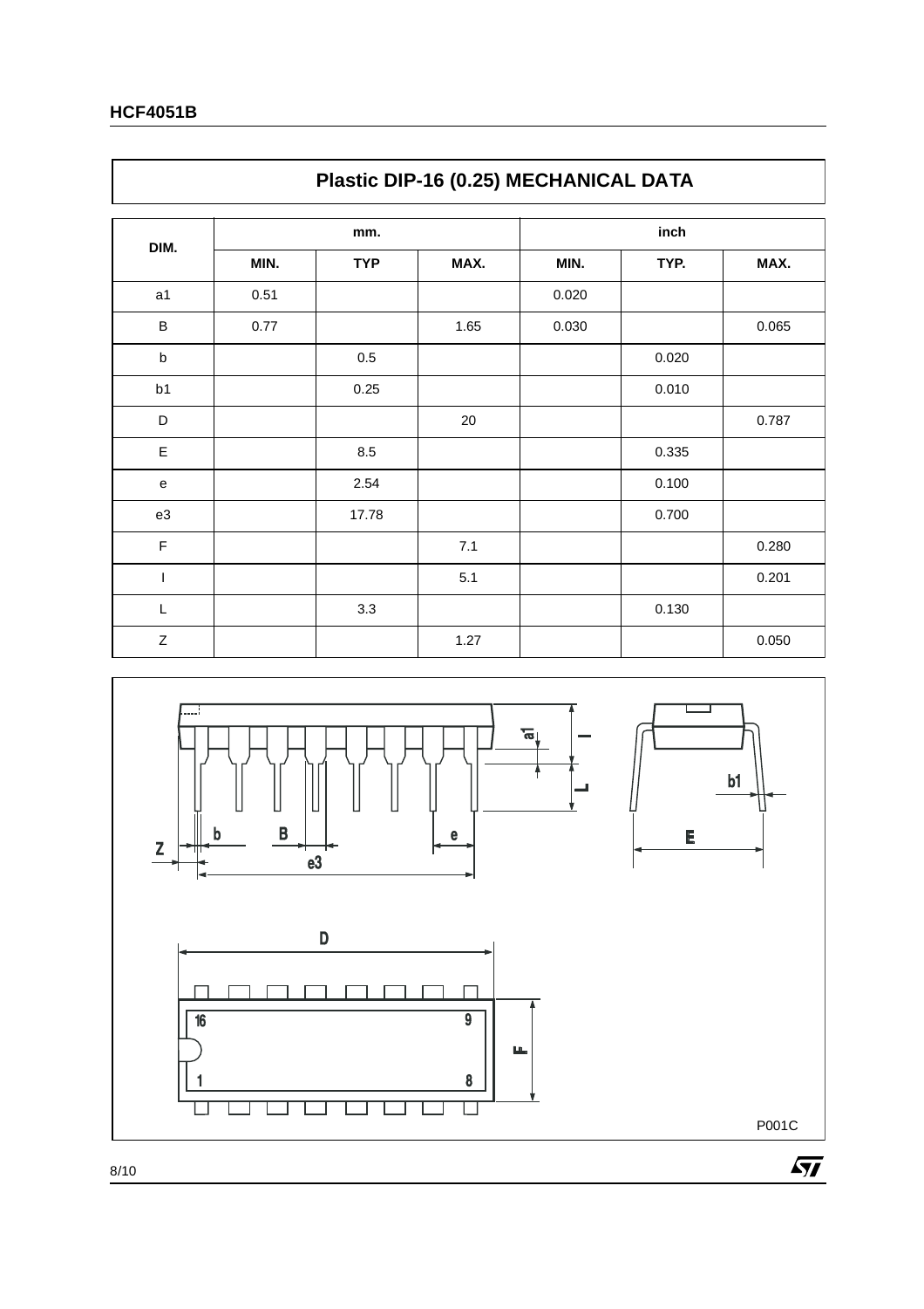## Plastic DIP-16 (0.25) MECHANICAL DATA

| DIM. | mm. | | | inch | | |
|---|---|---|---|---|---|---|
| | MIN. | TYP | MAX. | MIN. | TYP. | MAX. |
| a1 | 0.51 | | | 0.020 | | |
| B | 0.77 | | 1.65 | 0.030 | | 0.065 |
| b | | 0.5 | | | 0.020 | |
| b1 | | 0.25 | | | 0.010 | |
| D | | | 20 | | | 0.787 |
| E | | 8.5 | | | 0.335 | |
| e | | 2.54 | | | 0.100 | |
| e3 | | 17.78 | | | 0.700 | |
| F | | | 7.1 | | | 0.280 |
| I | | | 5.1 | | | 0.201 |
| L | | 3.3 | | | 0.130 | |
| Z | | | 1.27 | | | 0.050 |

P001C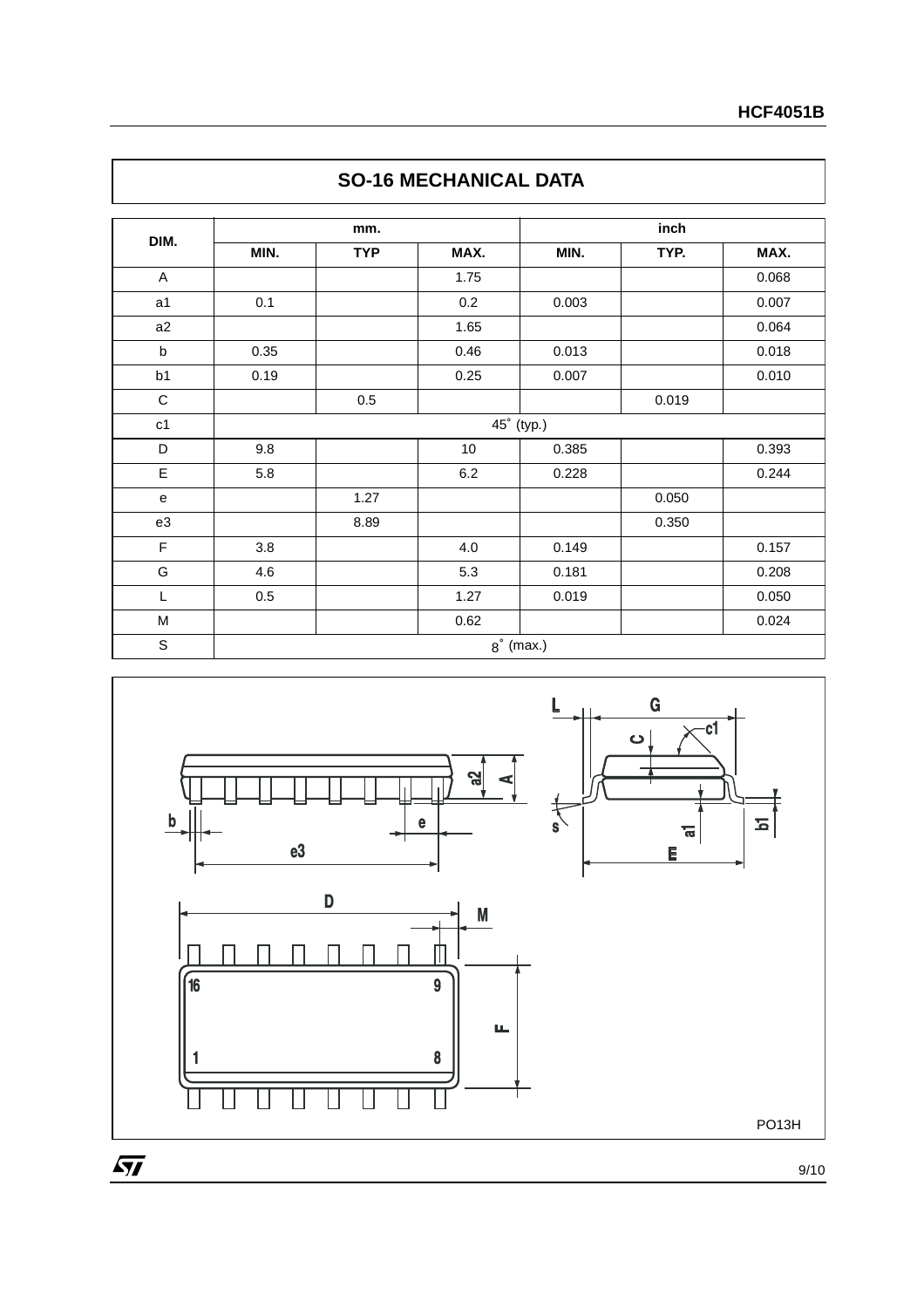## SO-16 MECHANICAL DATA

| DIM. | mm. | | | inch | | |
|---|---|---|---|---|---|---|
| | MIN. | TYP | MAX. | MIN. | TYP. | MAX. |
| A | | | 1.75 | | | 0.068 |
| a1 | 0.1 | | 0.2 | 0.003 | | 0.007 |
| a2 | | | 1.65 | | | 0.064 |
| b | 0.35 | | 0.46 | 0.013 | | 0.018 |
| b1 | 0.19 | | 0.25 | 0.007 | | 0.010 |
| C | | 0.5 | | | 0.019 | |
| c1 | 45° (typ.) | | | | | |
| D | 9.8 | | 10 | 0.385 | | 0.393 |
| E | 5.8 | | 6.2 | 0.228 | | 0.244 |
| e | | 1.27 | | | 0.050 | |
| e3 | | 8.89 | | | 0.350 | |
| F | 3.8 | | 4.0 | 0.149 | | 0.157 |
| G | 4.6 | | 5.3 | 0.181 | | 0.208 |
| L | 0.5 | | 1.27 | 0.019 | | 0.050 |
| M | | | 0.62 | | | 0.024 |
| S | 8° (max.) | | | | | |

PO13H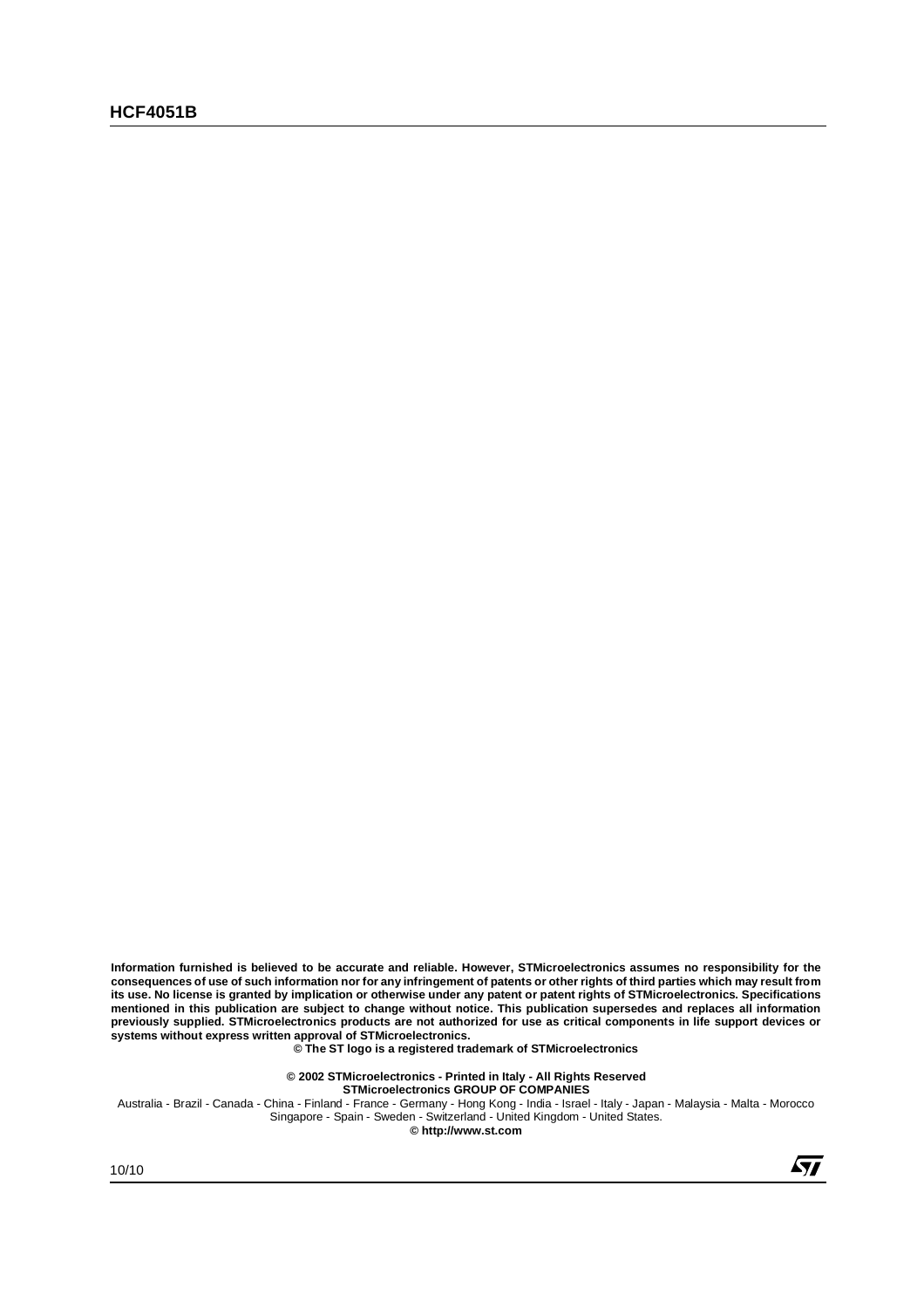**Information furnished is believed to be accurate and reliable. However, STMicroelectronics assumes no responsibility for the consequences of use of such information nor for any infringement of patents or other rights of third parties which may result from its use. No license is granted by implication or otherwise under any patent or patent rights of STMicroelectronics. Specifications mentioned in this publication are subject to change without notice. This publication supersedes and replaces all information previously supplied. STMicroelectronics products are not authorized for use as critical components in life support devices or systems without express written approval of STMicroelectronics.**

**© The ST logo is a registered trademark of STMicroelectronics**

**© 2002 STMicroelectronics - Printed in Italy - All Rights Reserved**
**STMicroelectronics GROUP OF COMPANIES**

Australia - Brazil - Canada - China - Finland - France - Germany - Hong Kong - India - Israel - Italy - Japan - Malaysia - Malta - Morocco
Singapore - Spain - Sweden - Switzerland - United Kingdom - United States.

**© http://www.st.com**